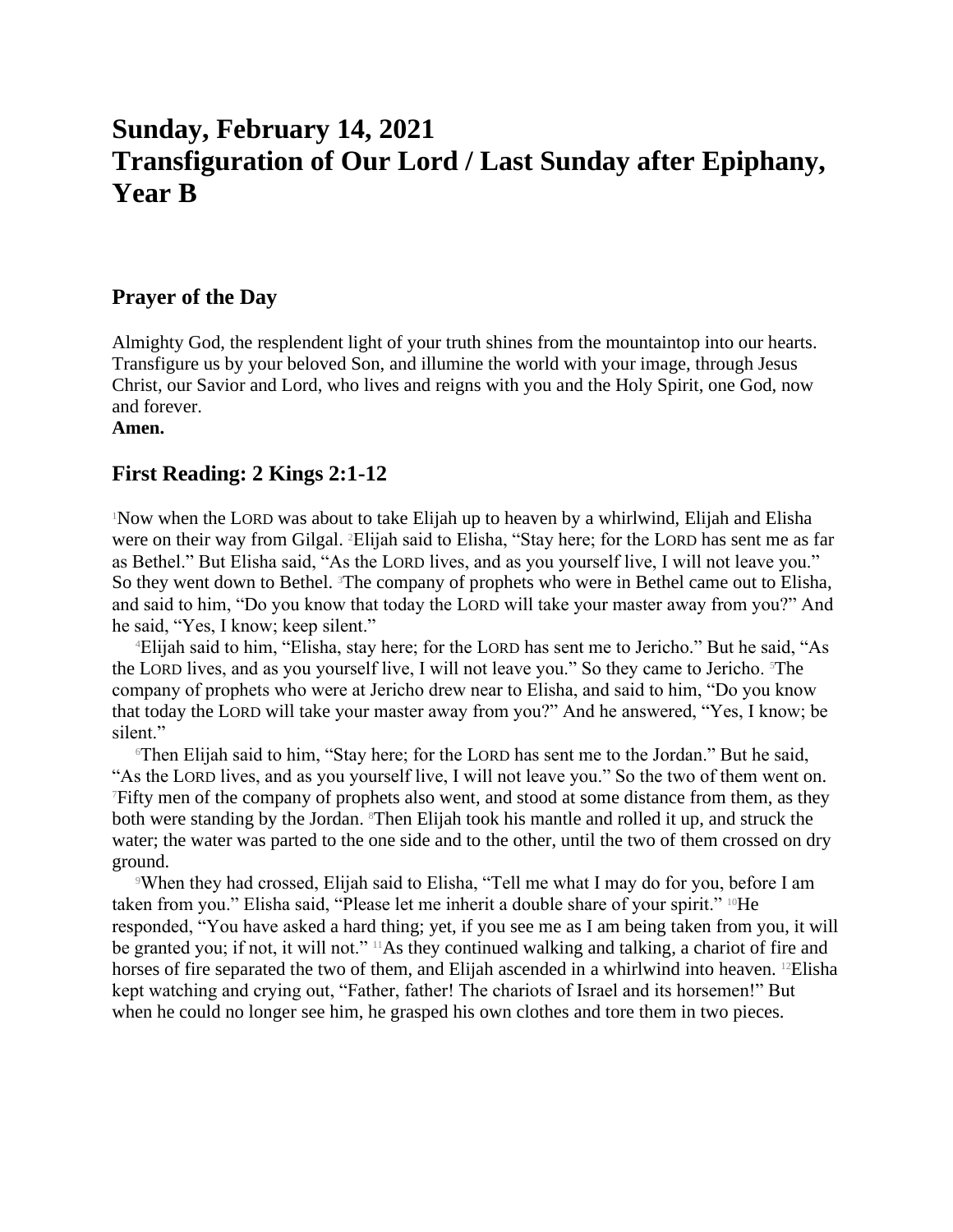# Sunday, February 14, 2021
# Transfiguration of Our Lord / Last Sunday after Epiphany, Year B

## Prayer of the Day

Almighty God, the resplendent light of your truth shines from the mountaintop into our hearts. Transfigure us by your beloved Son, and illumine the world with your image, through Jesus Christ, our Savior and Lord, who lives and reigns with you and the Holy Spirit, one God, now and forever.
**Amen.**

## First Reading: 2 Kings 2:1-12

[1]Now when the LORD was about to take Elijah up to heaven by a whirlwind, Elijah and Elisha were on their way from Gilgal. [2]Elijah said to Elisha, "Stay here; for the LORD has sent me as far as Bethel." But Elisha said, "As the LORD lives, and as you yourself live, I will not leave you." So they went down to Bethel. [3]The company of prophets who were in Bethel came out to Elisha, and said to him, "Do you know that today the LORD will take your master away from you?" And he said, "Yes, I know; keep silent."

[4]Elijah said to him, "Elisha, stay here; for the LORD has sent me to Jericho." But he said, "As the LORD lives, and as you yourself live, I will not leave you." So they came to Jericho. [5]The company of prophets who were at Jericho drew near to Elisha, and said to him, "Do you know that today the LORD will take your master away from you?" And he answered, "Yes, I know; be silent."

[6]Then Elijah said to him, "Stay here; for the LORD has sent me to the Jordan." But he said, "As the LORD lives, and as you yourself live, I will not leave you." So the two of them went on. [7]Fifty men of the company of prophets also went, and stood at some distance from them, as they both were standing by the Jordan. [8]Then Elijah took his mantle and rolled it up, and struck the water; the water was parted to the one side and to the other, until the two of them crossed on dry ground.

[9]When they had crossed, Elijah said to Elisha, "Tell me what I may do for you, before I am taken from you." Elisha said, "Please let me inherit a double share of your spirit." [10]He responded, "You have asked a hard thing; yet, if you see me as I am being taken from you, it will be granted you; if not, it will not." [11]As they continued walking and talking, a chariot of fire and horses of fire separated the two of them, and Elijah ascended in a whirlwind into heaven. [12]Elisha kept watching and crying out, "Father, father! The chariots of Israel and its horsemen!" But when he could no longer see him, he grasped his own clothes and tore them in two pieces.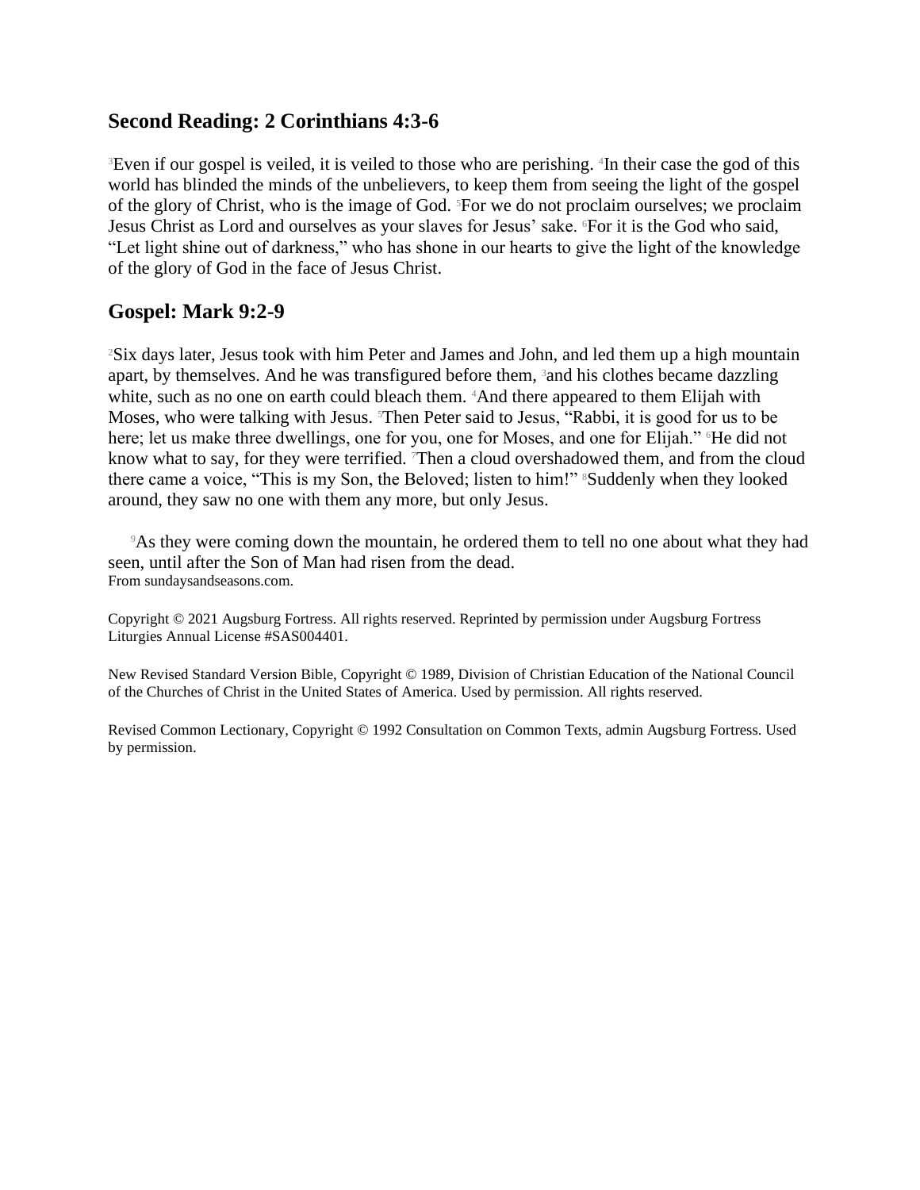## Second Reading: 2 Corinthians 4:3-6

[3]Even if our gospel is veiled, it is veiled to those who are perishing. [4]In their case the god of this world has blinded the minds of the unbelievers, to keep them from seeing the light of the gospel of the glory of Christ, who is the image of God. [5]For we do not proclaim ourselves; we proclaim Jesus Christ as Lord and ourselves as your slaves for Jesus' sake. [6]For it is the God who said, "Let light shine out of darkness," who has shone in our hearts to give the light of the knowledge of the glory of God in the face of Jesus Christ.

## Gospel: Mark 9:2-9

[2]Six days later, Jesus took with him Peter and James and John, and led them up a high mountain apart, by themselves. And he was transfigured before them, [3]and his clothes became dazzling white, such as no one on earth could bleach them. [4]And there appeared to them Elijah with Moses, who were talking with Jesus. [5]Then Peter said to Jesus, "Rabbi, it is good for us to be here; let us make three dwellings, one for you, one for Moses, and one for Elijah." [6]He did not know what to say, for they were terrified. [7]Then a cloud overshadowed them, and from the cloud there came a voice, "This is my Son, the Beloved; listen to him!" [8]Suddenly when they looked around, they saw no one with them any more, but only Jesus.

[9]As they were coming down the mountain, he ordered them to tell no one about what they had seen, until after the Son of Man had risen from the dead.

From sundaysandseasons.com.

Copyright © 2021 Augsburg Fortress. All rights reserved. Reprinted by permission under Augsburg Fortress Liturgies Annual License #SAS004401.

New Revised Standard Version Bible, Copyright © 1989, Division of Christian Education of the National Council of the Churches of Christ in the United States of America. Used by permission. All rights reserved.

Revised Common Lectionary, Copyright © 1992 Consultation on Common Texts, admin Augsburg Fortress. Used by permission.